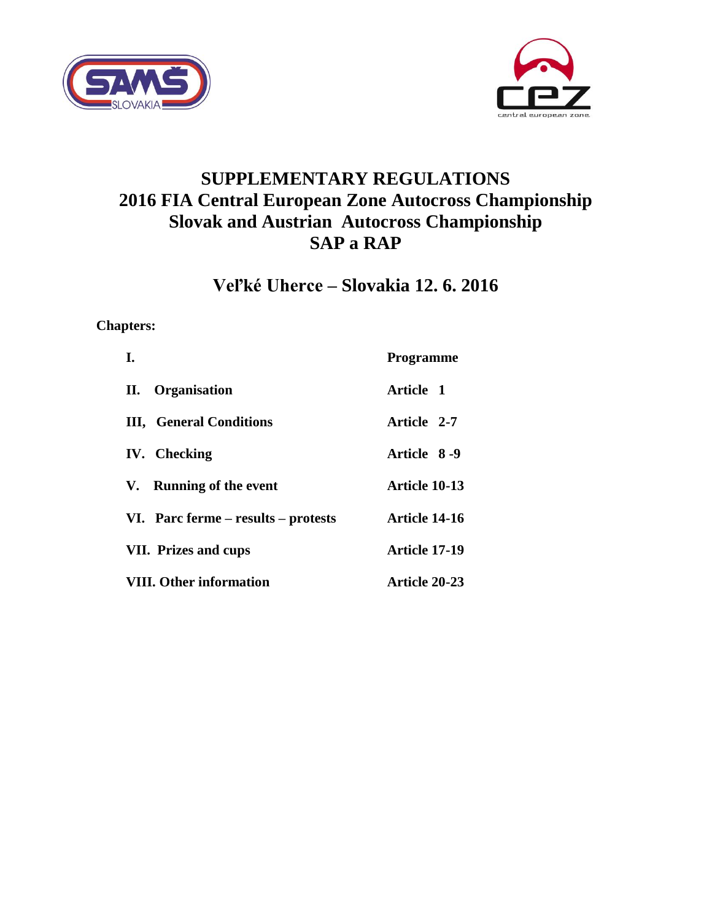# SUPPLEMENTARY REGULATIONS
# 2016 FIA Central European Zone Autocross Championship
# Slovak and Austrian Autocross Championship
# SAP a RAP

## Veľké Uherce – Slovakia 12. 6. 2016

**Chapters:**

| | |
|---|---|
| **I.** | **Programme** |
| **II. Organisation** | **Article 1** |
| **III, General Conditions** | **Article 2-7** |
| **IV. Checking** | **Article 8 -9** |
| **V. Running of the event** | **Article 10-13** |
| **VI. Parc ferme – results – protests** | **Article 14-16** |
| **VII. Prizes and cups** | **Article 17-19** |
| **VIII. Other information** | **Article 20-23** |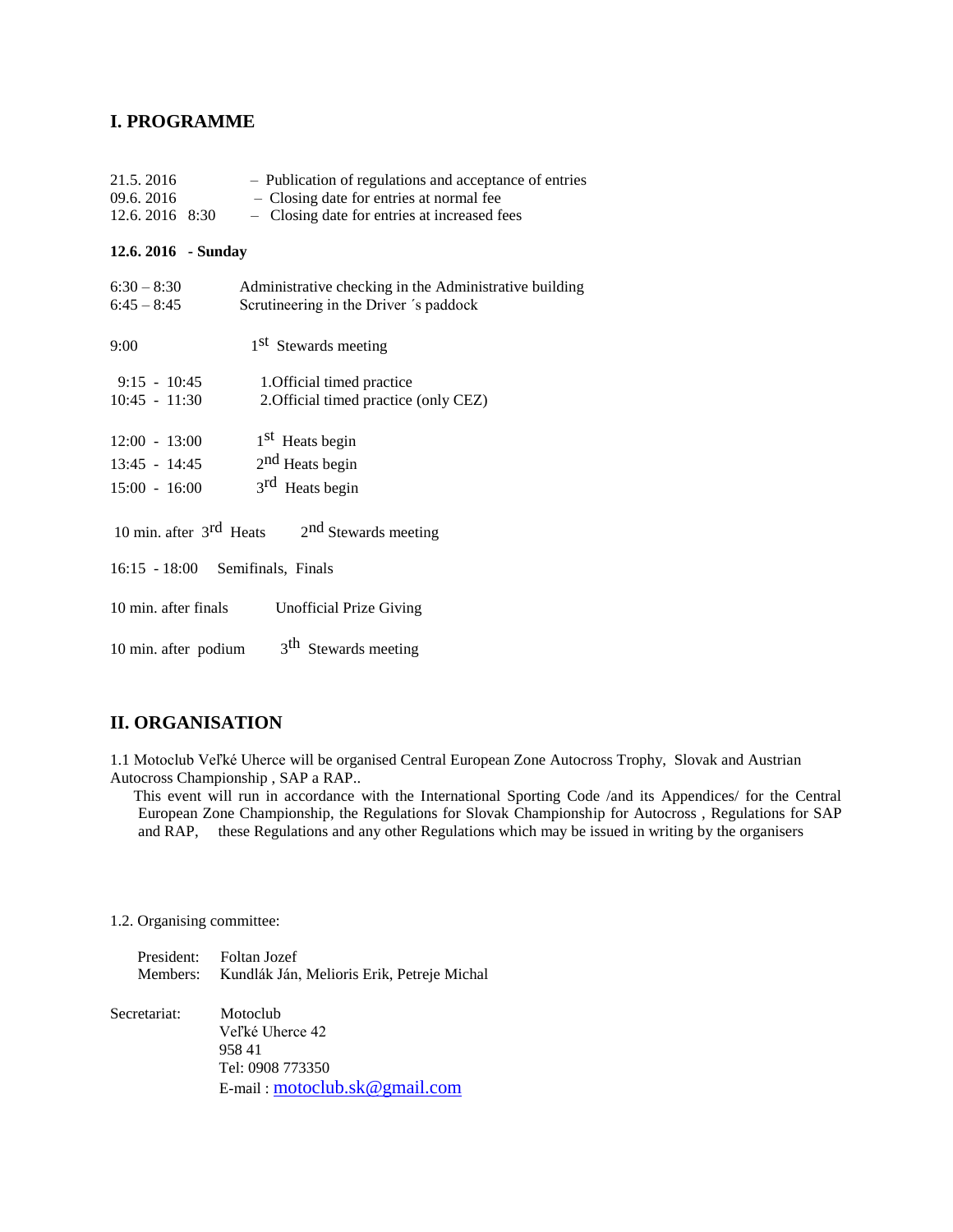## I. PROGRAMME

| | |
|---|---|
| 21.5. 2016 | – Publication of regulations and acceptance of entries |
| 09.6. 2016 | – Closing date for entries at normal fee |
| 12.6. 2016 8:30 | – Closing date for entries at increased fees |

**12.6. 2016 - Sunday**

| | |
|---|---|
| 6:30 – 8:30 | Administrative checking in the Administrative building |
| 6:45 – 8:45 | Scrutineering in the Driver ´s paddock |
| 9:00 | 1st Stewards meeting |
| 9:15 - 10:45 | 1.Official timed practice |
| 10:45 - 11:30 | 2.Official timed practice (only CEZ) |
| 12:00 - 13:00 | 1st Heats begin |
| 13:45 - 14:45 | 2nd Heats begin |
| 15:00 - 16:00 | 3rd Heats begin |
| 10 min. after 3rd Heats | 2nd Stewards meeting |
| 16:15 - 18:00 | Semifinals, Finals |
| 10 min. after finals | Unofficial Prize Giving |
| 10 min. after podium | 3th Stewards meeting |

## II. ORGANISATION

1.1 Motoclub Veľké Uherce will be organised Central European Zone Autocross Trophy, Slovak and Austrian Autocross Championship , SAP a RAP..

This event will run in accordance with the International Sporting Code /and its Appendices/ for the Central European Zone Championship, the Regulations for Slovak Championship for Autocross , Regulations for SAP and RAP, these Regulations and any other Regulations which may be issued in writing by the organisers

1.2. Organising committee:

President: Foltan Jozef
Members: Kundlák Ján, Melioris Erik, Petreje Michal

Secretariat: Motoclub
Veľké Uherce 42
958 41
Tel: 0908 773350
E-mail : motoclub.sk@gmail.com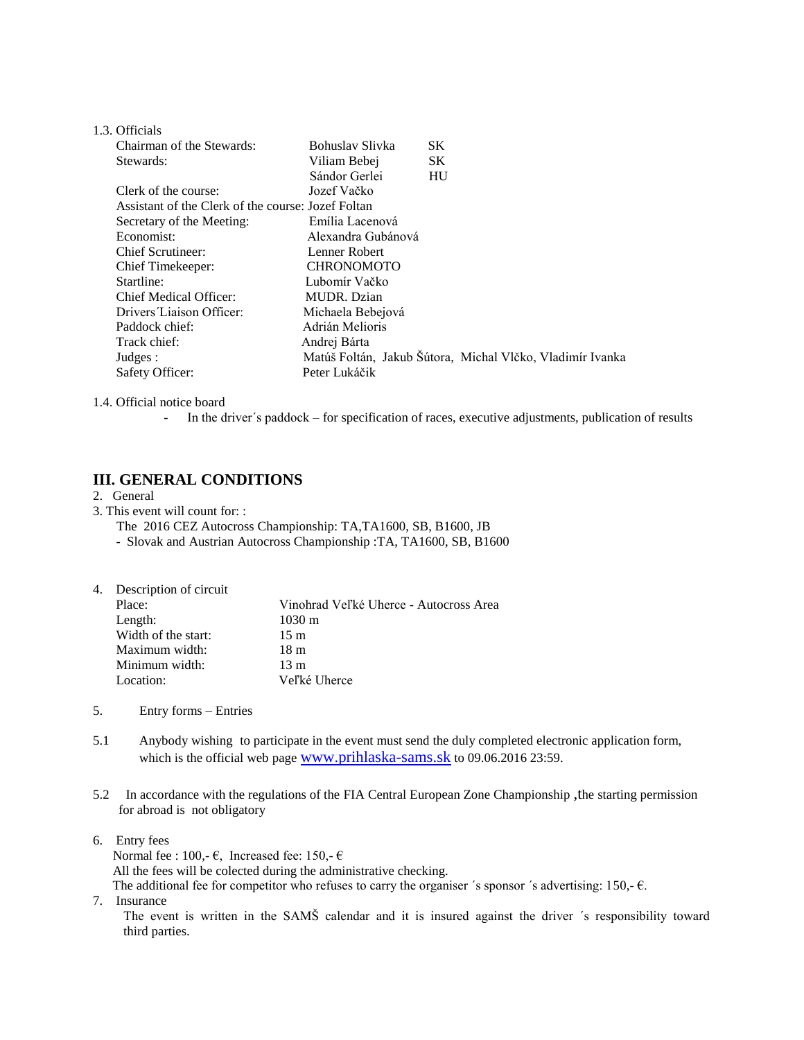1.3. Officials

| | | |
|---|---|---|
| Chairman of the Stewards: | Bohuslav Slivka | SK |
| Stewards: | Viliam Bebej | SK |
| | Sándor Gerlei | HU |
| Clerk of the course: | Jozef Vačko | |
| Assistant of the Clerk of the course: | Jozef Foltan | |
| Secretary of the Meeting: | Emília Lacenová | |
| Economist: | Alexandra Gubánová | |
| Chief Scrutineer: | Lenner Robert | |
| Chief Timekeeper: | CHRONOMOTO | |
| Startline: | Lubomír Vačko | |
| Chief Medical Officer: | MUDR. Dzian | |
| Drivers´Liaison Officer: | Michaela Bebejová | |
| Paddock chief: | Adrián Melioris | |
| Track chief: | Andrej Bárta | |
| Judges : | Matúš Foltán, Jakub Šútora, Michal Vlčko, Vladimír Ivanka | |
| Safety Officer: | Peter Lukáčik | |

1.4. Official notice board

- In the driver´s paddock – for specification of races, executive adjustments, publication of results

## III. GENERAL CONDITIONS

2. General

3. This event will count for: :

The 2016 CEZ Autocross Championship: TA,TA1600, SB, B1600, JB

- Slovak and Austrian Autocross Championship :TA, TA1600, SB, B1600

4. Description of circuit

| | |
|---|---|
| Place: | Vinohrad Veľké Uherce - Autocross Area |
| Length: | 1030 m |
| Width of the start: | 15 m |
| Maximum width: | 18 m |
| Minimum width: | 13 m |
| Location: | Veľké Uherce |

5. Entry forms – Entries

5.1 Anybody wishing to participate in the event must send the duly completed electronic application form, which is the official web page www.prihlaska-sams.sk to 09.06.2016 23:59.

5.2 In accordance with the regulations of the FIA Central European Zone Championship ,the starting permission for abroad is not obligatory

6. Entry fees

Normal fee : 100,- €, Increased fee: 150,- €

All the fees will be colected during the administrative checking.

The additional fee for competitor who refuses to carry the organiser ´s sponsor ´s advertising: 150,- €.

7. Insurance

The event is written in the SAMŠ calendar and it is insured against the driver ´s responsibility toward third parties.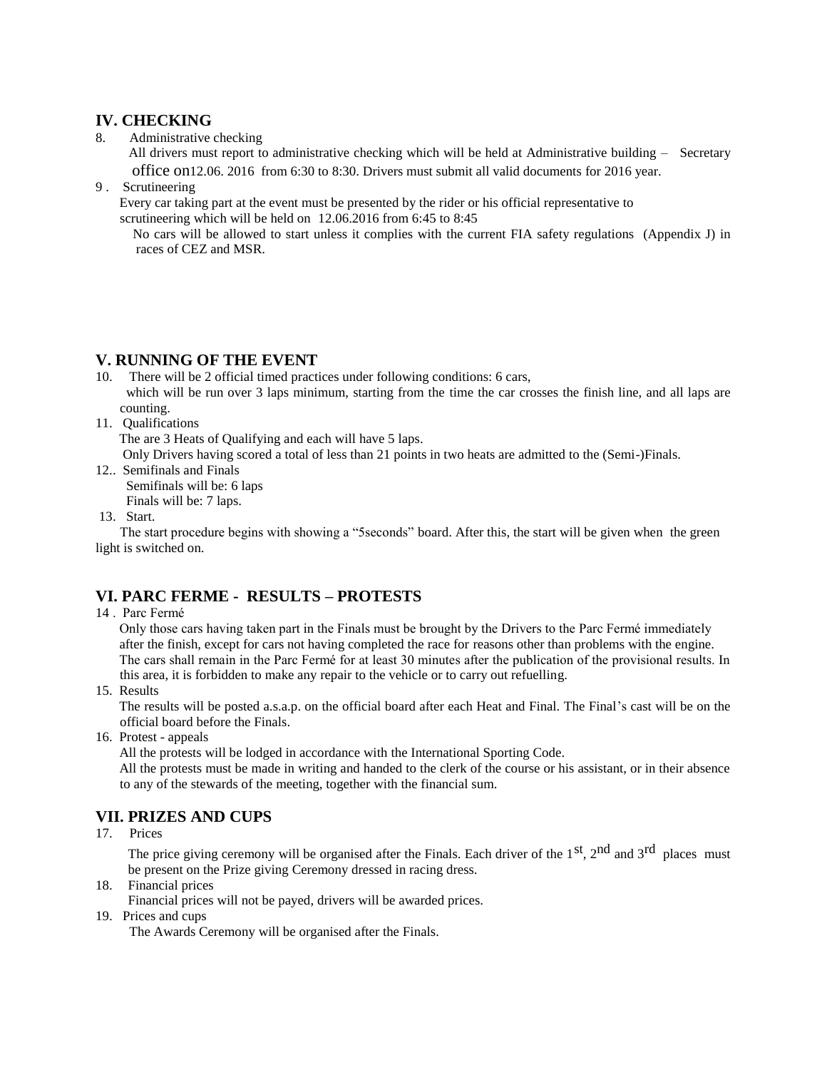## IV. CHECKING

8. Administrative checking

   All drivers must report to administrative checking which will be held at Administrative building – Secretary office on12.06. 2016 from 6:30 to 8:30. Drivers must submit all valid documents for 2016 year.

9 . Scrutineering

   Every car taking part at the event must be presented by the rider or his official representative to scrutineering which will be held on 12.06.2016 from 6:45 to 8:45

   No cars will be allowed to start unless it complies with the current FIA safety regulations (Appendix J) in races of CEZ and MSR.

## V. RUNNING OF THE EVENT

10. There will be 2 official timed practices under following conditions: 6 cars, which will be run over 3 laps minimum, starting from the time the car crosses the finish line, and all laps are counting.

11. Qualifications

    The are 3 Heats of Qualifying and each will have 5 laps.

    Only Drivers having scored a total of less than 21 points in two heats are admitted to the (Semi-)Finals.

12.. Semifinals and Finals

    Semifinals will be: 6 laps

    Finals will be: 7 laps.

13. Start.

    The start procedure begins with showing a “5seconds” board. After this, the start will be given when the green light is switched on.

## VI. PARC FERME - RESULTS – PROTESTS

14 . Parc Fermé

    Only those cars having taken part in the Finals must be brought by the Drivers to the Parc Fermé immediately after the finish, except for cars not having completed the race for reasons other than problems with the engine. The cars shall remain in the Parc Fermé for at least 30 minutes after the publication of the provisional results. In this area, it is forbidden to make any repair to the vehicle or to carry out refuelling.

15. Results

    The results will be posted a.s.a.p. on the official board after each Heat and Final. The Final’s cast will be on the official board before the Finals.

16. Protest - appeals

    All the protests will be lodged in accordance with the International Sporting Code.

    All the protests must be made in writing and handed to the clerk of the course or his assistant, or in their absence to any of the stewards of the meeting, together with the financial sum.

## VII. PRIZES AND CUPS

17. Prices

    The price giving ceremony will be organised after the Finals. Each driver of the 1st, 2nd and 3rd places must be present on the Prize giving Ceremony dressed in racing dress.

18. Financial prices

    Financial prices will not be payed, drivers will be awarded prices.

19. Prices and cups

    The Awards Ceremony will be organised after the Finals.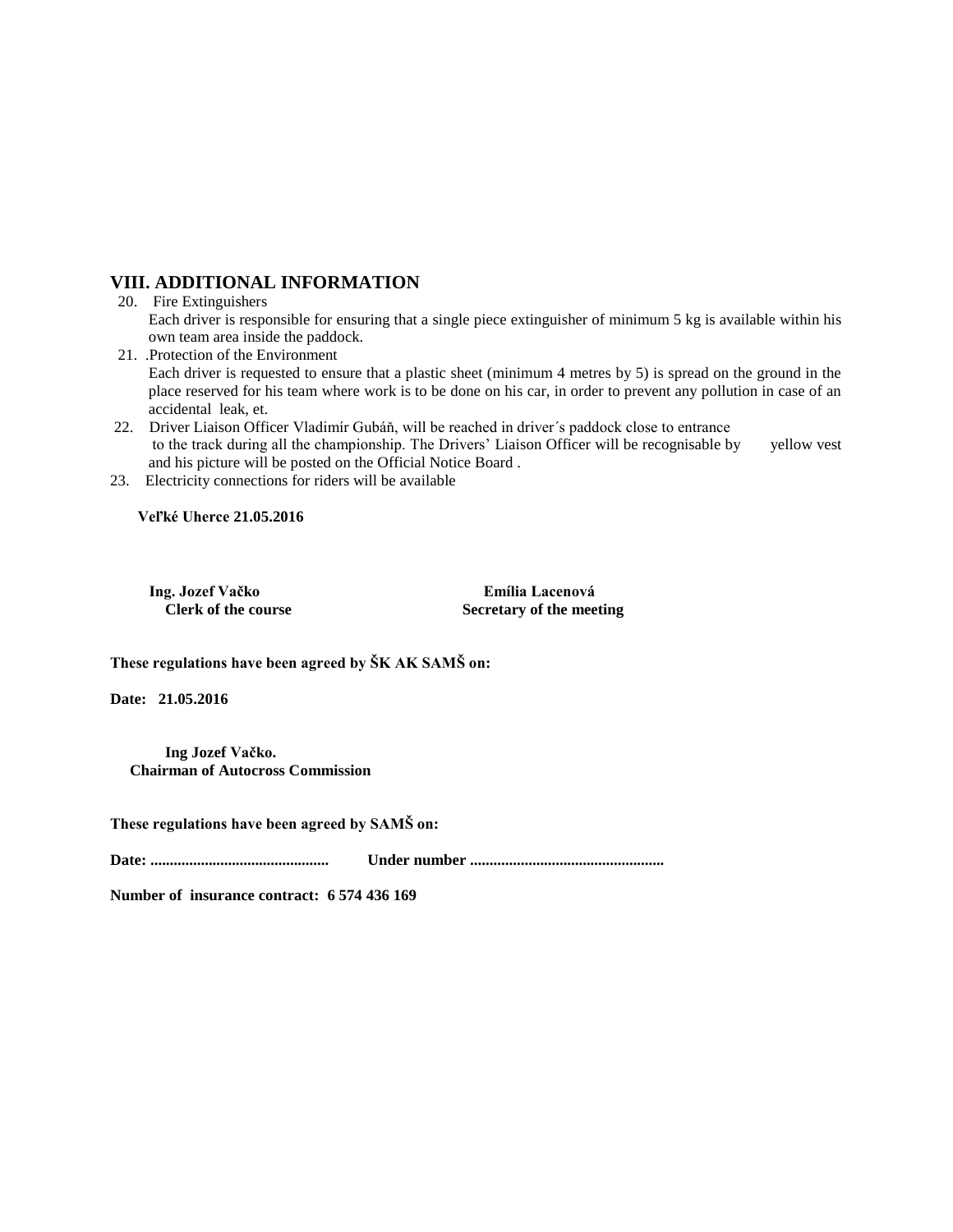## VIII. ADDITIONAL INFORMATION

20. Fire Extinguishers
    Each driver is responsible for ensuring that a single piece extinguisher of minimum 5 kg is available within his own team area inside the paddock.
21. .Protection of the Environment
    Each driver is requested to ensure that a plastic sheet (minimum 4 metres by 5) is spread on the ground in the place reserved for his team where work is to be done on his car, in order to prevent any pollution in case of an accidental leak, et.
22. Driver Liaison Officer Vladimír Gubáň, will be reached in driver´s paddock close to entrance to the track during all the championship. The Drivers' Liaison Officer will be recognisable by yellow vest and his picture will be posted on the Official Notice Board .
23. Electricity connections for riders will be available

**Veľké Uherce 21.05.2016**

**Ing. Jozef Vačko**
**Clerk of the course**

**Emília Lacenová**
**Secretary of the meeting**

**These regulations have been agreed by ŠK AK SAMŠ on:**

**Date: 21.05.2016**

**Ing Jozef Vačko.**
**Chairman of Autocross Commission**

**These regulations have been agreed by SAMŠ on:**

**Date: ............................................. Under number .................................................**

**Number of insurance contract: 6 574 436 169**